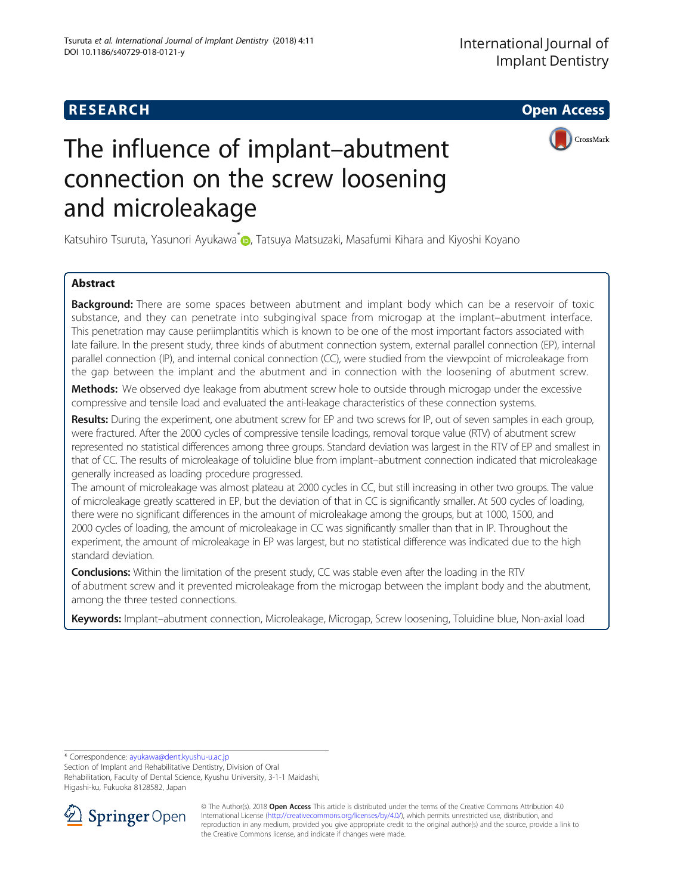RESEARCH Open Access

# The influence of implant–abutment connection on the screw loosening and microleakage

Katsuhiro Tsuruta, Yasunori Ayukawa*, Tatsuya Matsuzaki, Masafumi Kihara and Kiyoshi Koyano

## Abstract

**Background:** There are some spaces between abutment and implant body which can be a reservoir of toxic substance, and they can penetrate into subgingival space from microgap at the implant–abutment interface. This penetration may cause periimplantitis which is known to be one of the most important factors associated with late failure. In the present study, three kinds of abutment connection system, external parallel connection (EP), internal parallel connection (IP), and internal conical connection (CC), were studied from the viewpoint of microleakage from the gap between the implant and the abutment and in connection with the loosening of abutment screw.

**Methods:** We observed dye leakage from abutment screw hole to outside through microgap under the excessive compressive and tensile load and evaluated the anti-leakage characteristics of these connection systems.

**Results:** During the experiment, one abutment screw for EP and two screws for IP, out of seven samples in each group, were fractured. After the 2000 cycles of compressive tensile loadings, removal torque value (RTV) of abutment screw represented no statistical differences among three groups. Standard deviation was largest in the RTV of EP and smallest in that of CC. The results of microleakage of toluidine blue from implant–abutment connection indicated that microleakage generally increased as loading procedure progressed.

The amount of microleakage was almost plateau at 2000 cycles in CC, but still increasing in other two groups. The value of microleakage greatly scattered in EP, but the deviation of that in CC is significantly smaller. At 500 cycles of loading, there were no significant differences in the amount of microleakage among the groups, but at 1000, 1500, and 2000 cycles of loading, the amount of microleakage in CC was significantly smaller than that in IP. Throughout the experiment, the amount of microleakage in EP was largest, but no statistical difference was indicated due to the high standard deviation.

**Conclusions:** Within the limitation of the present study, CC was stable even after the loading in the RTV of abutment screw and it prevented microleakage from the microgap between the implant body and the abutment, among the three tested connections.

**Keywords:** Implant–abutment connection, Microleakage, Microgap, Screw loosening, Toluidine blue, Non-axial load

---

* Correspondence: ayukawa@dent.kyushu-u.ac.jp
Section of Implant and Rehabilitative Dentistry, Division of Oral Rehabilitation, Faculty of Dental Science, Kyushu University, 3-1-1 Maidashi, Higashi-ku, Fukuoka 8128582, Japan

© The Author(s). 2018 **Open Access** This article is distributed under the terms of the Creative Commons Attribution 4.0 International License (http://creativecommons.org/licenses/by/4.0/), which permits unrestricted use, distribution, and reproduction in any medium, provided you give appropriate credit to the original author(s) and the source, provide a link to the Creative Commons license, and indicate if changes were made.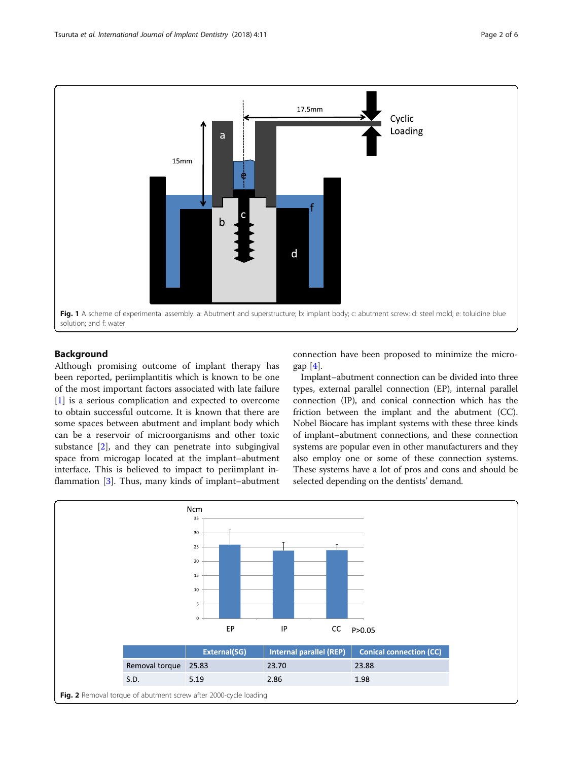Fig. 1 A scheme of experimental assembly. a: Abutment and superstructure; b: implant body; c: abutment screw; d: steel mold; e: toluidine blue solution; and f: water

## Background

Although promising outcome of implant therapy has been reported, periimplantitis which is known to be one of the most important factors associated with late failure [1] is a serious complication and expected to overcome to obtain successful outcome. It is known that there are some spaces between abutment and implant body which can be a reservoir of microorganisms and other toxic substance [2], and they can penetrate into subgingival space from microgap located at the implant–abutment interface. This is believed to impact to periimplant inflammation [3]. Thus, many kinds of implant–abutment connection have been proposed to minimize the microgap [4].

Implant–abutment connection can be divided into three types, external parallel connection (EP), internal parallel connection (IP), and conical connection which has the friction between the implant and the abutment (CC). Nobel Biocare has implant systems with these three kinds of implant–abutment connections, and these connection systems are popular even in other manufacturers and they also employ one or some of these connection systems. These systems have a lot of pros and cons and should be selected depending on the dentists' demand.

| | External(SG) | Internal parallel (REP) | Conical connection (CC) |
|---|---|---|---|
| Removal torque | 25.83 | 23.70 | 23.88 |
| S.D. | 5.19 | 2.86 | 1.98 |

Fig. 2 Removal torque of abutment screw after 2000-cycle loading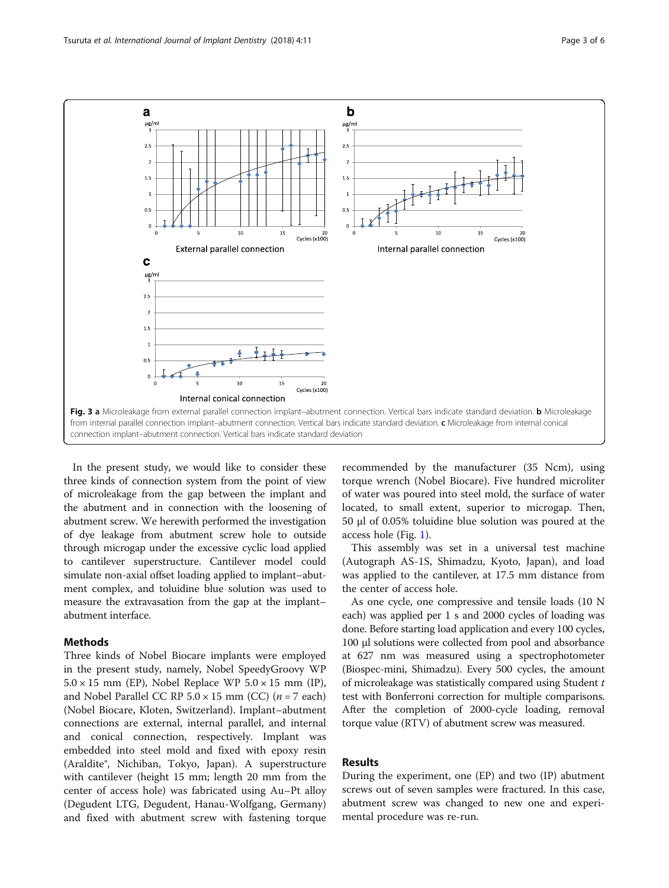Fig. 3 a Microleakage from external parallel connection implant–abutment connection. Vertical bars indicate standard deviation. b Microleakage from internal parallel connection implant–abutment connection. Vertical bars indicate standard deviation. c Microleakage from internal conical connection implant–abutment connection. Vertical bars indicate standard deviation

In the present study, we would like to consider these three kinds of connection system from the point of view of microleakage from the gap between the implant and the abutment and in connection with the loosening of abutment screw. We herewith performed the investigation of dye leakage from abutment screw hole to outside through microgap under the excessive cyclic load applied to cantilever superstructure. Cantilever model could simulate non-axial offset loading applied to implant–abutment complex, and toluidine blue solution was used to measure the extravasation from the gap at the implant–abutment interface.

## Methods

Three kinds of Nobel Biocare implants were employed in the present study, namely, Nobel SpeedyGroovy WP $5.0 \times 15$ mm (EP), Nobel Replace WP $5.0 \times 15$ mm (IP), and Nobel Parallel CC RP $5.0 \times 15$ mm (CC) ($n = 7$ each) (Nobel Biocare, Kloten, Switzerland). Implant–abutment connections are external, internal parallel, and internal and conical connection, respectively. Implant was embedded into steel mold and fixed with epoxy resin (Araldite®, Nichiban, Tokyo, Japan). A superstructure with cantilever (height 15 mm; length 20 mm from the center of access hole) was fabricated using Au–Pt alloy (Degudent LTG, Degudent, Hanau-Wolfgang, Germany) and fixed with abutment screw with fastening torque recommended by the manufacturer (35 Ncm), using torque wrench (Nobel Biocare). Five hundred microliter of water was poured into steel mold, the surface of water located, to small extent, superior to microgap. Then, 50 μl of 0.05% toluidine blue solution was poured at the access hole (Fig. 1).

This assembly was set in a universal test machine (Autograph AS-1S, Shimadzu, Kyoto, Japan), and load was applied to the cantilever, at 17.5 mm distance from the center of access hole.

As one cycle, one compressive and tensile loads (10 N each) was applied per 1 s and 2000 cycles of loading was done. Before starting load application and every 100 cycles, 100 μl solutions were collected from pool and absorbance at 627 nm was measured using a spectrophotometer (Biospec-mini, Shimadzu). Every 500 cycles, the amount of microleakage was statistically compared using Student *t* test with Bonferroni correction for multiple comparisons. After the completion of 2000-cycle loading, removal torque value (RTV) of abutment screw was measured.

## Results

During the experiment, one (EP) and two (IP) abutment screws out of seven samples were fractured. In this case, abutment screw was changed to new one and experimental procedure was re-run.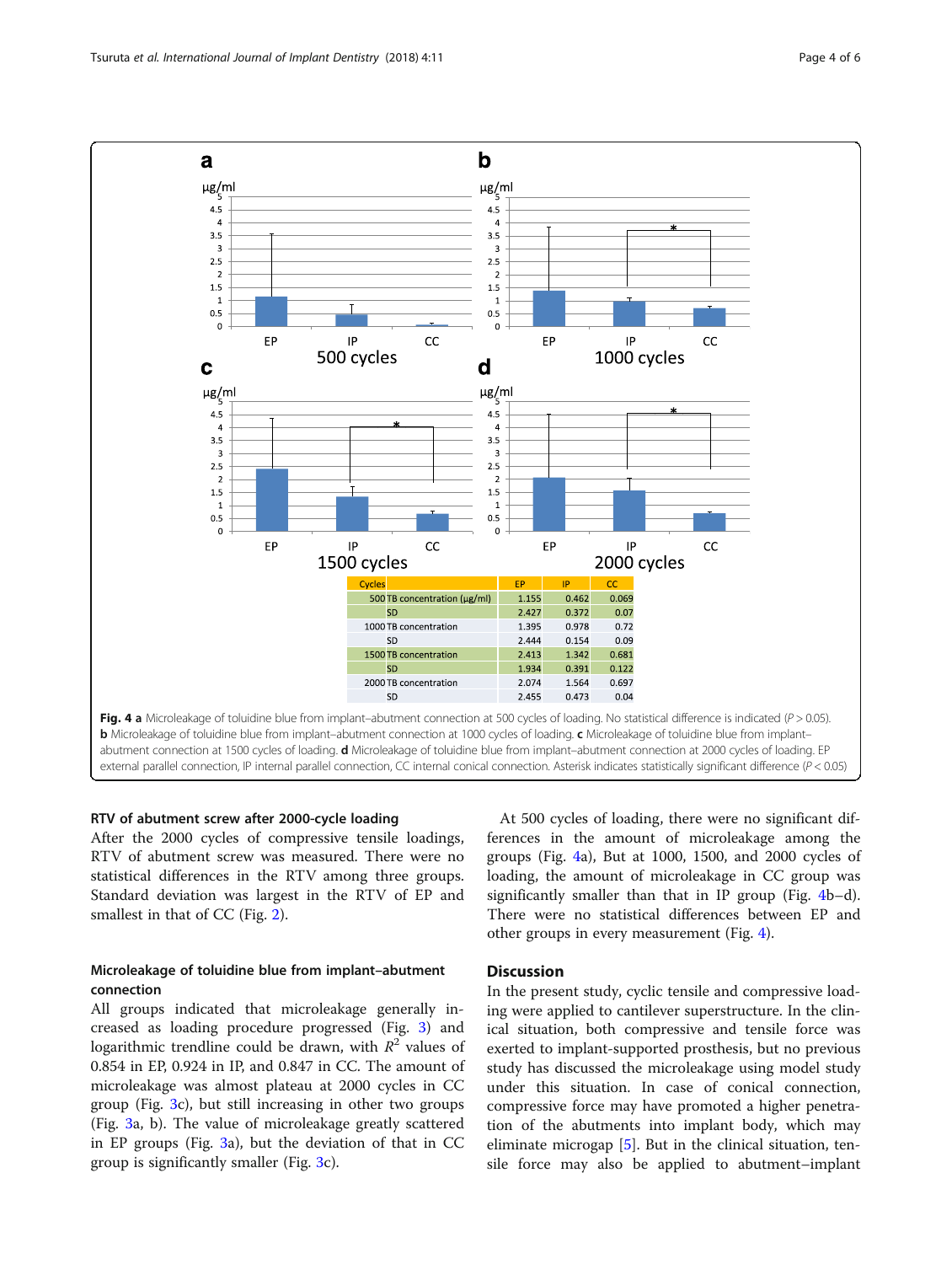| Cycles | | EP | IP | CC |
|---|---|---|---|---|
| 500 | TB concentration (μg/ml) | 1.155 | 0.462 | 0.069 |
| | SD | 2.427 | 0.372 | 0.07 |
| 1000 | TB concentration | 1.395 | 0.978 | 0.72 |
| | SD | 2.444 | 0.154 | 0.09 |
| 1500 | TB concentration | 2.413 | 1.342 | 0.681 |
| | SD | 1.934 | 0.391 | 0.122 |
| 2000 | TB concentration | 2.074 | 1.564 | 0.697 |
| | SD | 2.455 | 0.473 | 0.04 |

**Fig. 4 a** Microleakage of toluidine blue from implant–abutment connection at 500 cycles of loading. No statistical difference is indicated ($P > 0.05$). **b** Microleakage of toluidine blue from implant–abutment connection at 1000 cycles of loading. **c** Microleakage of toluidine blue from implant–abutment connection at 1500 cycles of loading. **d** Microleakage of toluidine blue from implant–abutment connection at 2000 cycles of loading. EP external parallel connection, IP internal parallel connection, CC internal conical connection. Asterisk indicates statistically significant difference ($P < 0.05$)

### RTV of abutment screw after 2000-cycle loading

After the 2000 cycles of compressive tensile loadings, RTV of abutment screw was measured. There were no statistical differences in the RTV among three groups. Standard deviation was largest in the RTV of EP and smallest in that of CC (Fig. 2).

### Microleakage of toluidine blue from implant–abutment connection

All groups indicated that microleakage generally increased as loading procedure progressed (Fig. 3) and logarithmic trendline could be drawn, with $R^2$ values of 0.854 in EP, 0.924 in IP, and 0.847 in CC. The amount of microleakage was almost plateau at 2000 cycles in CC group (Fig. 3c), but still increasing in other two groups (Fig. 3a, b). The value of microleakage greatly scattered in EP groups (Fig. 3a), but the deviation of that in CC group is significantly smaller (Fig. 3c).

At 500 cycles of loading, there were no significant differences in the amount of microleakage among the groups (Fig. 4a), But at 1000, 1500, and 2000 cycles of loading, the amount of microleakage in CC group was significantly smaller than that in IP group (Fig. 4b–d). There were no statistical differences between EP and other groups in every measurement (Fig. 4).

## Discussion

In the present study, cyclic tensile and compressive loading were applied to cantilever superstructure. In the clinical situation, both compressive and tensile force was exerted to implant-supported prosthesis, but no previous study has discussed the microleakage using model study under this situation. In case of conical connection, compressive force may have promoted a higher penetration of the abutments into implant body, which may eliminate microgap [5]. But in the clinical situation, tensile force may also be applied to abutment–implant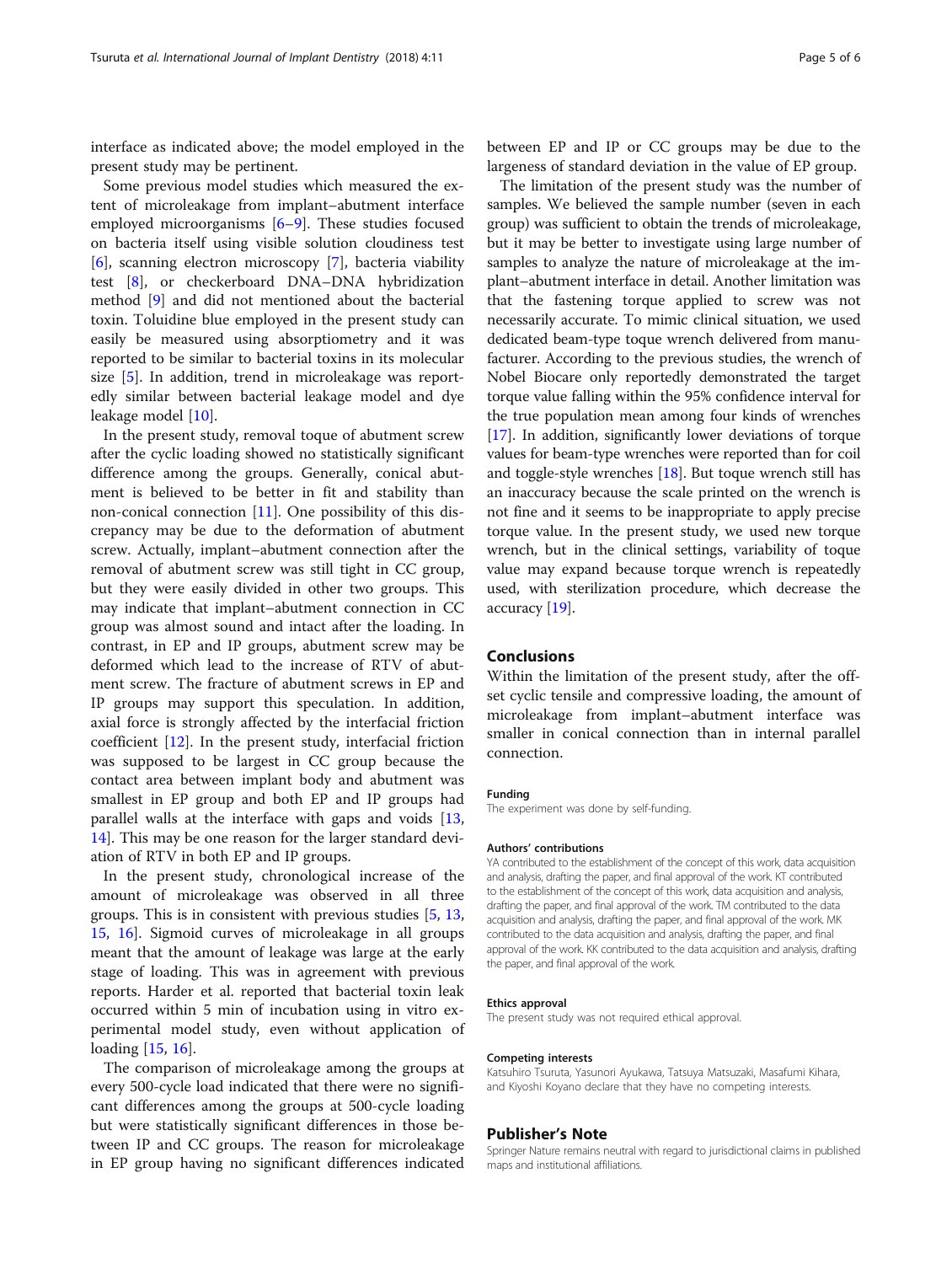interface as indicated above; the model employed in the present study may be pertinent.

Some previous model studies which measured the extent of microleakage from implant–abutment interface employed microorganisms [6–9]. These studies focused on bacteria itself using visible solution cloudiness test [6], scanning electron microscopy [7], bacteria viability test [8], or checkerboard DNA–DNA hybridization method [9] and did not mentioned about the bacterial toxin. Toluidine blue employed in the present study can easily be measured using absorptiometry and it was reported to be similar to bacterial toxins in its molecular size [5]. In addition, trend in microleakage was reportedly similar between bacterial leakage model and dye leakage model [10].

In the present study, removal toque of abutment screw after the cyclic loading showed no statistically significant difference among the groups. Generally, conical abutment is believed to be better in fit and stability than non-conical connection [11]. One possibility of this discrepancy may be due to the deformation of abutment screw. Actually, implant–abutment connection after the removal of abutment screw was still tight in CC group, but they were easily divided in other two groups. This may indicate that implant–abutment connection in CC group was almost sound and intact after the loading. In contrast, in EP and IP groups, abutment screw may be deformed which lead to the increase of RTV of abutment screw. The fracture of abutment screws in EP and IP groups may support this speculation. In addition, axial force is strongly affected by the interfacial friction coefficient [12]. In the present study, interfacial friction was supposed to be largest in CC group because the contact area between implant body and abutment was smallest in EP group and both EP and IP groups had parallel walls at the interface with gaps and voids [13, 14]. This may be one reason for the larger standard deviation of RTV in both EP and IP groups.

In the present study, chronological increase of the amount of microleakage was observed in all three groups. This is in consistent with previous studies [5, 13, 15, 16]. Sigmoid curves of microleakage in all groups meant that the amount of leakage was large at the early stage of loading. This was in agreement with previous reports. Harder et al. reported that bacterial toxin leak occurred within 5 min of incubation using in vitro experimental model study, even without application of loading [15, 16].

The comparison of microleakage among the groups at every 500-cycle load indicated that there were no significant differences among the groups at 500-cycle loading but were statistically significant differences in those between IP and CC groups. The reason for microleakage in EP group having no significant differences indicated between EP and IP or CC groups may be due to the largeness of standard deviation in the value of EP group.

The limitation of the present study was the number of samples. We believed the sample number (seven in each group) was sufficient to obtain the trends of microleakage, but it may be better to investigate using large number of samples to analyze the nature of microleakage at the implant–abutment interface in detail. Another limitation was that the fastening torque applied to screw was not necessarily accurate. To mimic clinical situation, we used dedicated beam-type toque wrench delivered from manufacturer. According to the previous studies, the wrench of Nobel Biocare only reportedly demonstrated the target torque value falling within the 95% confidence interval for the true population mean among four kinds of wrenches [17]. In addition, significantly lower deviations of torque values for beam-type wrenches were reported than for coil and toggle-style wrenches [18]. But toque wrench still has an inaccuracy because the scale printed on the wrench is not fine and it seems to be inappropriate to apply precise torque value. In the present study, we used new torque wrench, but in the clinical settings, variability of toque value may expand because torque wrench is repeatedly used, with sterilization procedure, which decrease the accuracy [19].

## Conclusions

Within the limitation of the present study, after the offset cyclic tensile and compressive loading, the amount of microleakage from implant–abutment interface was smaller in conical connection than in internal parallel connection.

#### Funding

The experiment was done by self-funding.

#### Authors' contributions

YA contributed to the establishment of the concept of this work, data acquisition and analysis, drafting the paper, and final approval of the work. KT contributed to the establishment of the concept of this work, data acquisition and analysis, drafting the paper, and final approval of the work. TM contributed to the data acquisition and analysis, drafting the paper, and final approval of the work. MK contributed to the data acquisition and analysis, drafting the paper, and final approval of the work. KK contributed to the data acquisition and analysis, drafting the paper, and final approval of the work.

#### Ethics approval

The present study was not required ethical approval.

#### Competing interests

Katsuhiro Tsuruta, Yasunori Ayukawa, Tatsuya Matsuzaki, Masafumi Kihara, and Kiyoshi Koyano declare that they have no competing interests.

### Publisher's Note

Springer Nature remains neutral with regard to jurisdictional claims in published maps and institutional affiliations.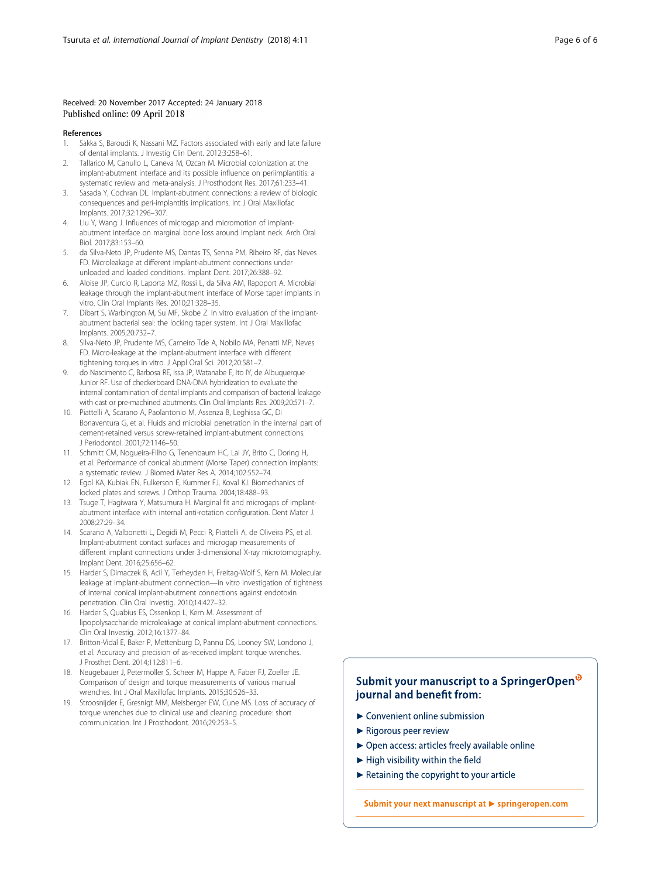Received: 20 November 2017 Accepted: 24 January 2018
Published online: 09 April 2018

## References

1. Sakka S, Baroudi K, Nassani MZ. Factors associated with early and late failure of dental implants. J Investig Clin Dent. 2012;3:258–61.
2. Tallarico M, Canullo L, Caneva M, Ozcan M. Microbial colonization at the implant-abutment interface and its possible influence on periimplantitis: a systematic review and meta-analysis. J Prosthodont Res. 2017;61:233–41.
3. Sasada Y, Cochran DL. Implant-abutment connections: a review of biologic consequences and peri-implantitis implications. Int J Oral Maxillofac Implants. 2017;32:1296–307.
4. Liu Y, Wang J. Influences of microgap and micromotion of implant-abutment interface on marginal bone loss around implant neck. Arch Oral Biol. 2017;83:153–60.
5. da Silva-Neto JP, Prudente MS, Dantas TS, Senna PM, Ribeiro RF, das Neves FD. Microleakage at different implant-abutment connections under unloaded and loaded conditions. Implant Dent. 2017;26:388–92.
6. Aloise JP, Curcio R, Laporta MZ, Rossi L, da Silva AM, Rapoport A. Microbial leakage through the implant-abutment interface of Morse taper implants in vitro. Clin Oral Implants Res. 2010;21:328–35.
7. Dibart S, Warbington M, Su MF, Skobe Z. In vitro evaluation of the implant-abutment bacterial seal: the locking taper system. Int J Oral Maxillofac Implants. 2005;20:732–7.
8. Silva-Neto JP, Prudente MS, Carneiro Tde A, Nobilo MA, Penatti MP, Neves FD. Micro-leakage at the implant-abutment interface with different tightening torques in vitro. J Appl Oral Sci. 2012;20:581–7.
9. do Nascimento C, Barbosa RE, Issa JP, Watanabe E, Ito IY, de Albuquerque Junior RF. Use of checkerboard DNA-DNA hybridization to evaluate the internal contamination of dental implants and comparison of bacterial leakage with cast or pre-machined abutments. Clin Oral Implants Res. 2009;20:571–7.
10. Piattelli A, Scarano A, Paolantonio M, Assenza B, Leghissa GC, Di Bonaventura G, et al. Fluids and microbial penetration in the internal part of cement-retained versus screw-retained implant-abutment connections. J Periodontol. 2001;72:1146–50.
11. Schmitt CM, Nogueira-Filho G, Tenenbaum HC, Lai JY, Brito C, Doring H, et al. Performance of conical abutment (Morse Taper) connection implants: a systematic review. J Biomed Mater Res A. 2014;102:552–74.
12. Egol KA, Kubiak EN, Fulkerson E, Kummer FJ, Koval KJ. Biomechanics of locked plates and screws. J Orthop Trauma. 2004;18:488–93.
13. Tsuge T, Hagiwara Y, Matsumura H. Marginal fit and microgaps of implant-abutment interface with internal anti-rotation configuration. Dent Mater J. 2008;27:29–34.
14. Scarano A, Valbonetti L, Degidi M, Pecci R, Piattelli A, de Oliveira PS, et al. Implant-abutment contact surfaces and microgap measurements of different implant connections under 3-dimensional X-ray microtomography. Implant Dent. 2016;25:656–62.
15. Harder S, Dimaczek B, Acil Y, Terheyden H, Freitag-Wolf S, Kern M. Molecular leakage at implant-abutment connection—in vitro investigation of tightness of internal conical implant-abutment connections against endotoxin penetration. Clin Oral Investig. 2010;14:427–32.
16. Harder S, Quabius ES, Ossenkop L, Kern M. Assessment of lipopolysaccharide microleakage at conical implant-abutment connections. Clin Oral Investig. 2012;16:1377–84.
17. Britton-Vidal E, Baker P, Mettenburg D, Pannu DS, Looney SW, Londono J, et al. Accuracy and precision of as-received implant torque wrenches. J Prosthet Dent. 2014;112:811–6.
18. Neugebauer J, Petermoller S, Scheer M, Happe A, Faber FJ, Zoeller JE. Comparison of design and torque measurements of various manual wrenches. Int J Oral Maxillofac Implants. 2015;30:526–33.
19. Stroosnijder E, Gresnigt MM, Meisberger EW, Cune MS. Loss of accuracy of torque wrenches due to clinical use and cleaning procedure: short communication. Int J Prosthodont. 2016;29:253–5.

**Submit your manuscript to a SpringerOpen journal and benefit from:**

- ► Convenient online submission
- ► Rigorous peer review
- ► Open access: articles freely available online
- ► High visibility within the field
- ► Retaining the copyright to your article

Submit your next manuscript at ► springeropen.com